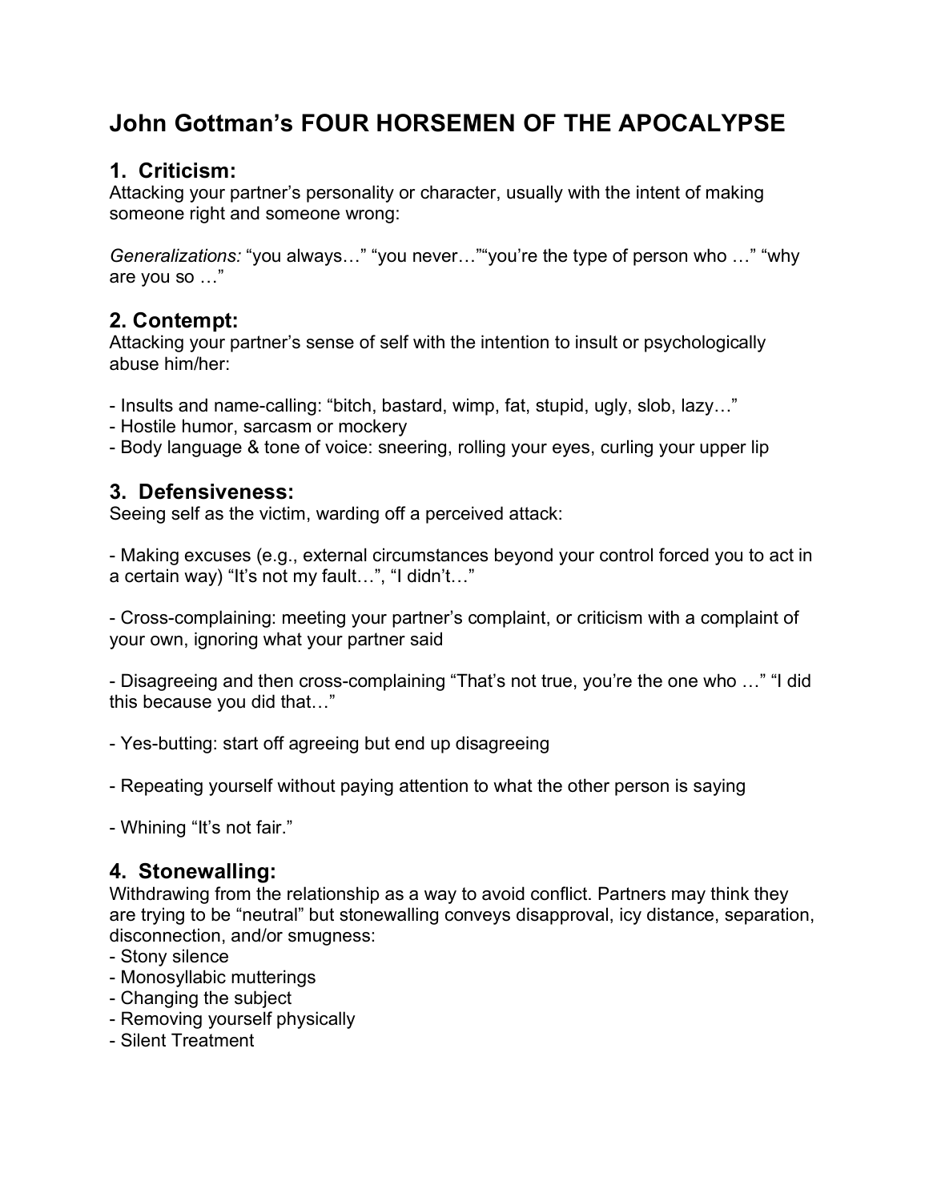# John Gottman's FOUR HORSEMEN OF THE APOCALYPSE

## 1. Criticism:

Attacking your partner's personality or character, usually with the intent of making someone right and someone wrong:

*Generalizations:* "you always…" "you never…""you're the type of person who …" "why are you so …"

## 2. Contempt:

Attacking your partner's sense of self with the intention to insult or psychologically abuse him/her:

- Insults and name-calling: "bitch, bastard, wimp, fat, stupid, ugly, slob, lazy…"
- Hostile humor, sarcasm or mockery
- Body language & tone of voice: sneering, rolling your eyes, curling your upper lip

## 3. Defensiveness:

Seeing self as the victim, warding off a perceived attack:

- Making excuses (e.g., external circumstances beyond your control forced you to act in a certain way) "It's not my fault…", "I didn't…"

- Cross-complaining: meeting your partner's complaint, or criticism with a complaint of your own, ignoring what your partner said

- Disagreeing and then cross-complaining "That's not true, you're the one who …" "I did this because you did that…"

- Yes-butting: start off agreeing but end up disagreeing

- Repeating yourself without paying attention to what the other person is saying

- Whining "It's not fair."

## 4. Stonewalling:

Withdrawing from the relationship as a way to avoid conflict. Partners may think they are trying to be "neutral" but stonewalling conveys disapproval, icy distance, separation, disconnection, and/or smugness:

- Stony silence
- Monosyllabic mutterings
- Changing the subject
- Removing yourself physically
- Silent Treatment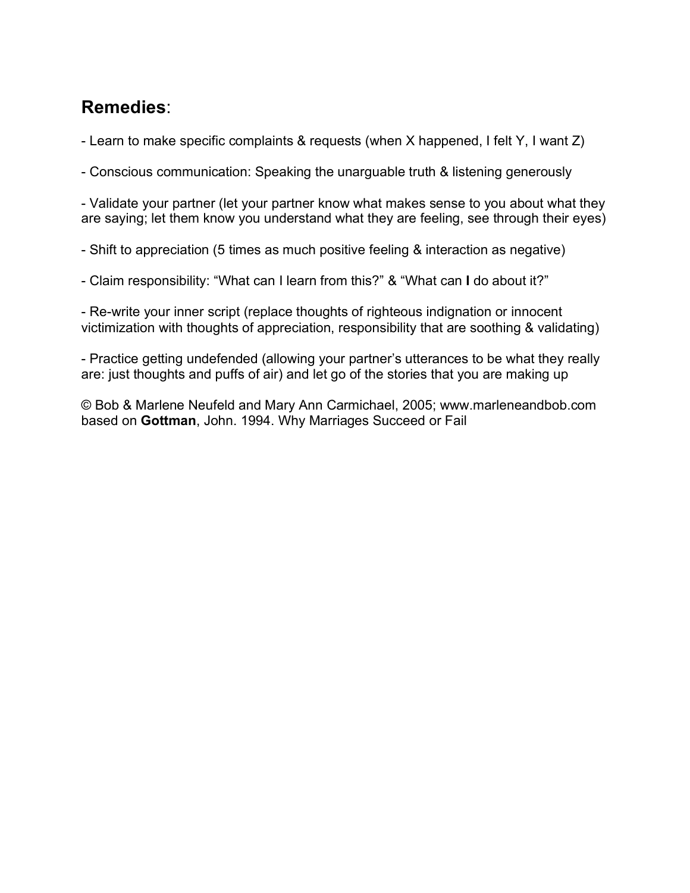## **Remedies**:

- Learn to make specific complaints & requests (when X happened, I felt Y, I want Z)

- Conscious communication: Speaking the unarguable truth & listening generously

- Validate your partner (let your partner know what makes sense to you about what they are saying; let them know you understand what they are feeling, see through their eyes)

- Shift to appreciation (5 times as much positive feeling & interaction as negative)

- Claim responsibility: "What can I learn from this?" & "What can **I** do about it?"

- Re-write your inner script (replace thoughts of righteous indignation or innocent victimization with thoughts of appreciation, responsibility that are soothing & validating)

- Practice getting undefended (allowing your partner's utterances to be what they really are: just thoughts and puffs of air) and let go of the stories that you are making up

© Bob & Marlene Neufeld and Mary Ann Carmichael, 2005; www.marleneandbob.com based on **Gottman**, John. 1994. Why Marriages Succeed or Fail